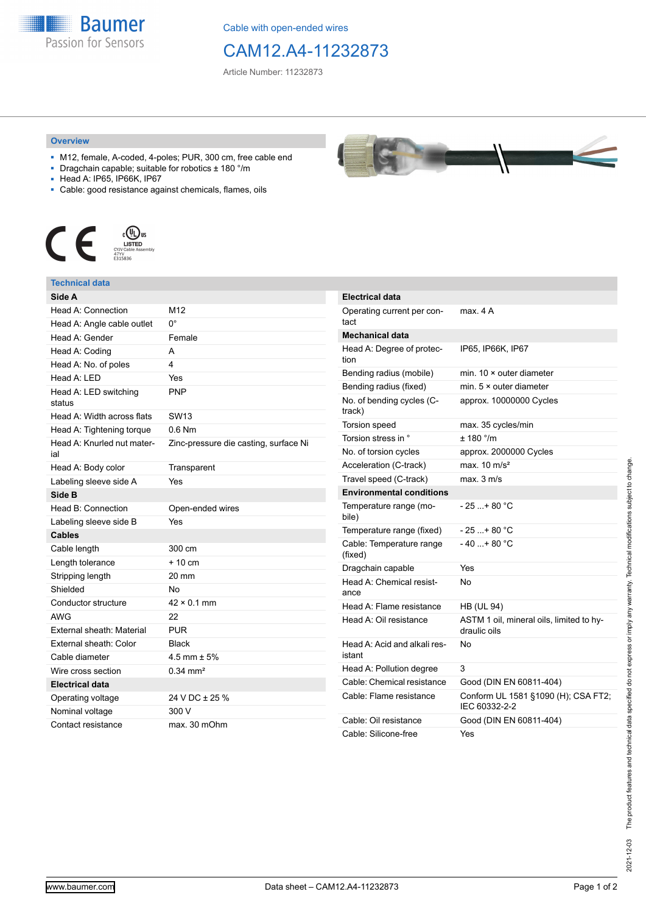Baumer
Passion for Sensors

Cable with open-ended wires

# CAM12.A4-11232873

Article Number: 11232873

## Overview

- M12, female, A-coded, 4-poles; PUR, 300 cm, free cable end
- Dragchain capable; suitable for robotics ± 180 °/m
- Head A: IP65, IP66K, IP67
- Cable: good resistance against chemicals, flames, oils

CE

c UL us LISTED CYJV Cable Assembly 47YY E315836

## Technical data

| Side A | |
|---|---|
| Head A: Connection | M12 |
| Head A: Angle cable outlet | 0° |
| Head A: Gender | Female |
| Head A: Coding | A |
| Head A: No. of poles | 4 |
| Head A: LED | Yes |
| Head A: LED switching status | PNP |
| Head A: Width across flats | SW13 |
| Head A: Tightening torque | 0.6 Nm |
| Head A: Knurled nut material | Zinc-pressure die casting, surface Ni |
| Head A: Body color | Transparent |
| Labeling sleeve side A | Yes |
| **Side B** | |
| Head B: Connection | Open-ended wires |
| Labeling sleeve side B | Yes |
| **Cables** | |
| Cable length | 300 cm |
| Length tolerance | + 10 cm |
| Stripping length | 20 mm |
| Shielded | No |
| Conductor structure | 42 × 0.1 mm |
| AWG | 22 |
| External sheath: Material | PUR |
| External sheath: Color | Black |
| Cable diameter | 4.5 mm ± 5% |
| Wire cross section | 0.34 mm² |
| **Electrical data** | |
| Operating voltage | 24 V DC ± 25 % |
| Nominal voltage | 300 V |
| Contact resistance | max. 30 mOhm |

| Electrical data | |
|---|---|
| Operating current per contact | max. 4 A |
| **Mechanical data** | |
| Head A: Degree of protection | IP65, IP66K, IP67 |
| Bending radius (mobile) | min. 10 × outer diameter |
| Bending radius (fixed) | min. 5 × outer diameter |
| No. of bending cycles (C-track) | approx. 10000000 Cycles |
| Torsion speed | max. 35 cycles/min |
| Torsion stress in ° | ± 180 °/m |
| No. of torsion cycles | approx. 2000000 Cycles |
| Acceleration (C-track) | max. 10 m/s² |
| Travel speed (C-track) | max. 3 m/s |
| **Environmental conditions** | |
| Temperature range (mobile) | - 25 ...+ 80 °C |
| Temperature range (fixed) | - 25 ...+ 80 °C |
| Cable: Temperature range (fixed) | - 40 ...+ 80 °C |
| Dragchain capable | Yes |
| Head A: Chemical resistance | No |
| Head A: Flame resistance | HB (UL 94) |
| Head A: Oil resistance | ASTM 1 oil, mineral oils, limited to hydraulic oils |
| Head A: Acid and alkali resistant | No |
| Head A: Pollution degree | 3 |
| Cable: Chemical resistance | Good (DIN EN 60811-404) |
| Cable: Flame resistance | Conform UL 1581 §1090 (H); CSA FT2; IEC 60332-2-2 |
| Cable: Oil resistance | Good (DIN EN 60811-404) |
| Cable: Silicone-free | Yes |

2021-12-03 The product features and technical data specified do not express or imply any warranty. Technical modifications subject to change.

www.baumer.com Data sheet – CAM12.A4-11232873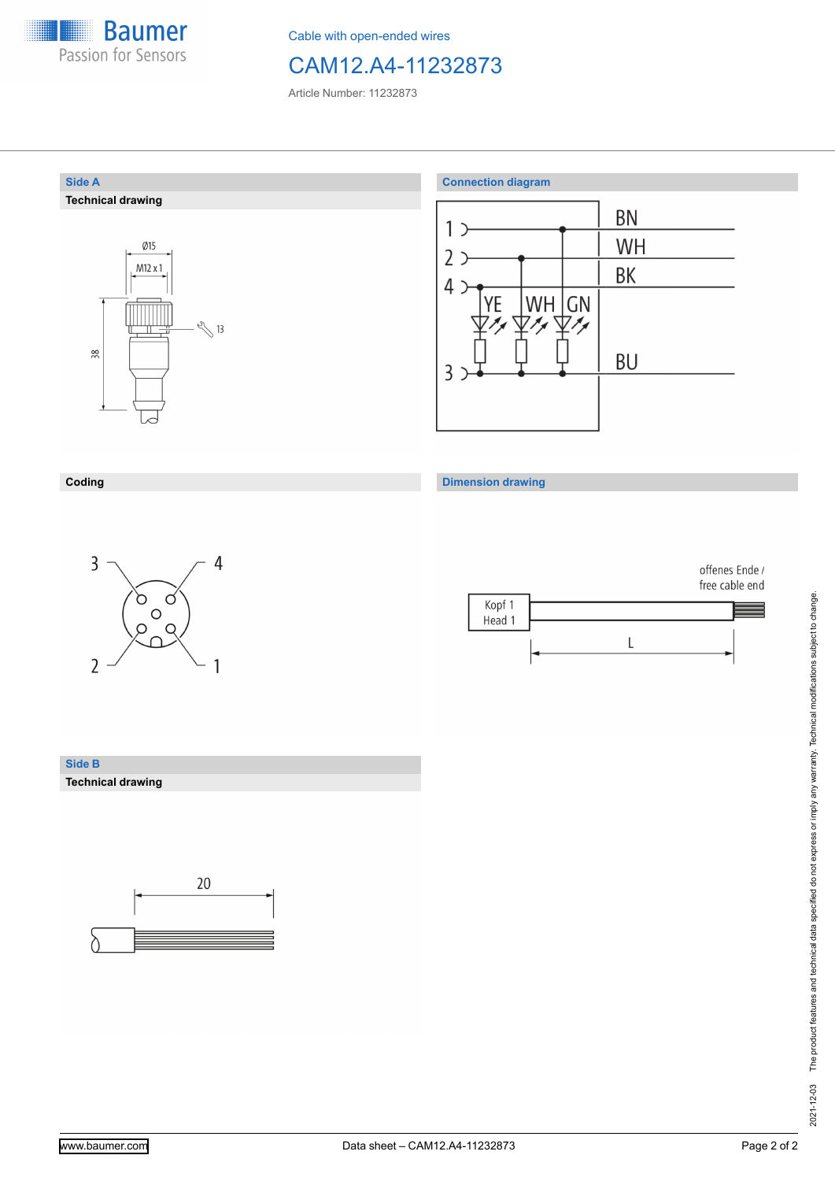Cable with open-ended wires

# CAM12.A4-11232873

Article Number: 11232873

## Side A

### Technical drawing

Ø15

M12 x 1

13

38

## Connection diagram

1

2

4

3

BN

WH

BK

BU

YE

WH

GN

### Coding

3

4

2

1

## Dimension drawing

offenes Ende /
free cable end

Kopf 1
Head 1

L

## Side B

### Technical drawing

20

The product features and technical data specified do not express or imply any warranty. Technical modifications subject to change.

2021-12-03

www.baumer.com

Data sheet – CAM12.A4-11232873